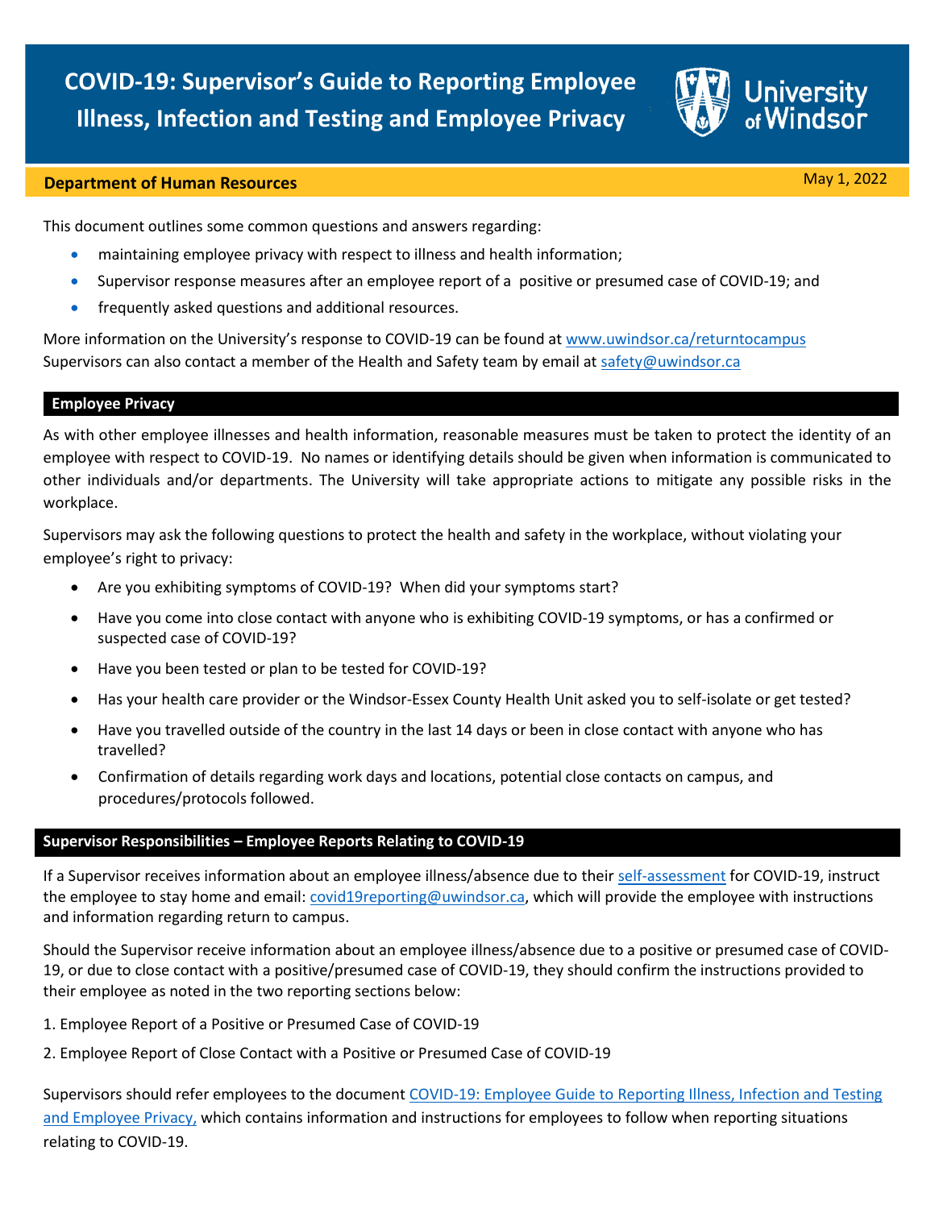# COVID-19: Supervisor's Guide to Reporting Employee Illness, Infection and Testing and Employee Privacy

**Department of Human Resources**

May 1, 2022

This document outlines some common questions and answers regarding:

- maintaining employee privacy with respect to illness and health information;
- Supervisor response measures after an employee report of a positive or presumed case of COVID-19; and
- frequently asked questions and additional resources.

More information on the University's response to COVID-19 can be found at [www.uwindsor.ca/returntocampus](www.uwindsor.ca/returntocampus)
Supervisors can also contact a member of the Health and Safety team by email at [safety@uwindsor.ca](mailto:safety@uwindsor.ca)

## Employee Privacy

As with other employee illnesses and health information, reasonable measures must be taken to protect the identity of an employee with respect to COVID-19. No names or identifying details should be given when information is communicated to other individuals and/or departments. The University will take appropriate actions to mitigate any possible risks in the workplace.

Supervisors may ask the following questions to protect the health and safety in the workplace, without violating your employee's right to privacy:

- Are you exhibiting symptoms of COVID-19? When did your symptoms start?
- Have you come into close contact with anyone who is exhibiting COVID-19 symptoms, or has a confirmed or suspected case of COVID-19?
- Have you been tested or plan to be tested for COVID-19?
- Has your health care provider or the Windsor-Essex County Health Unit asked you to self-isolate or get tested?
- Have you travelled outside of the country in the last 14 days or been in close contact with anyone who has travelled?
- Confirmation of details regarding work days and locations, potential close contacts on campus, and procedures/protocols followed.

## Supervisor Responsibilities – Employee Reports Relating to COVID-19

If a Supervisor receives information about an employee illness/absence due to their self-assessment for COVID-19, instruct the employee to stay home and email: [covid19reporting@uwindsor.ca](mailto:covid19reporting@uwindsor.ca), which will provide the employee with instructions and information regarding return to campus.

Should the Supervisor receive information about an employee illness/absence due to a positive or presumed case of COVID-19, or due to close contact with a positive/presumed case of COVID-19, they should confirm the instructions provided to their employee as noted in the two reporting sections below:

1. Employee Report of a Positive or Presumed Case of COVID-19
2. Employee Report of Close Contact with a Positive or Presumed Case of COVID-19

Supervisors should refer employees to the document COVID-19: Employee Guide to Reporting Illness, Infection and Testing and Employee Privacy, which contains information and instructions for employees to follow when reporting situations relating to COVID-19.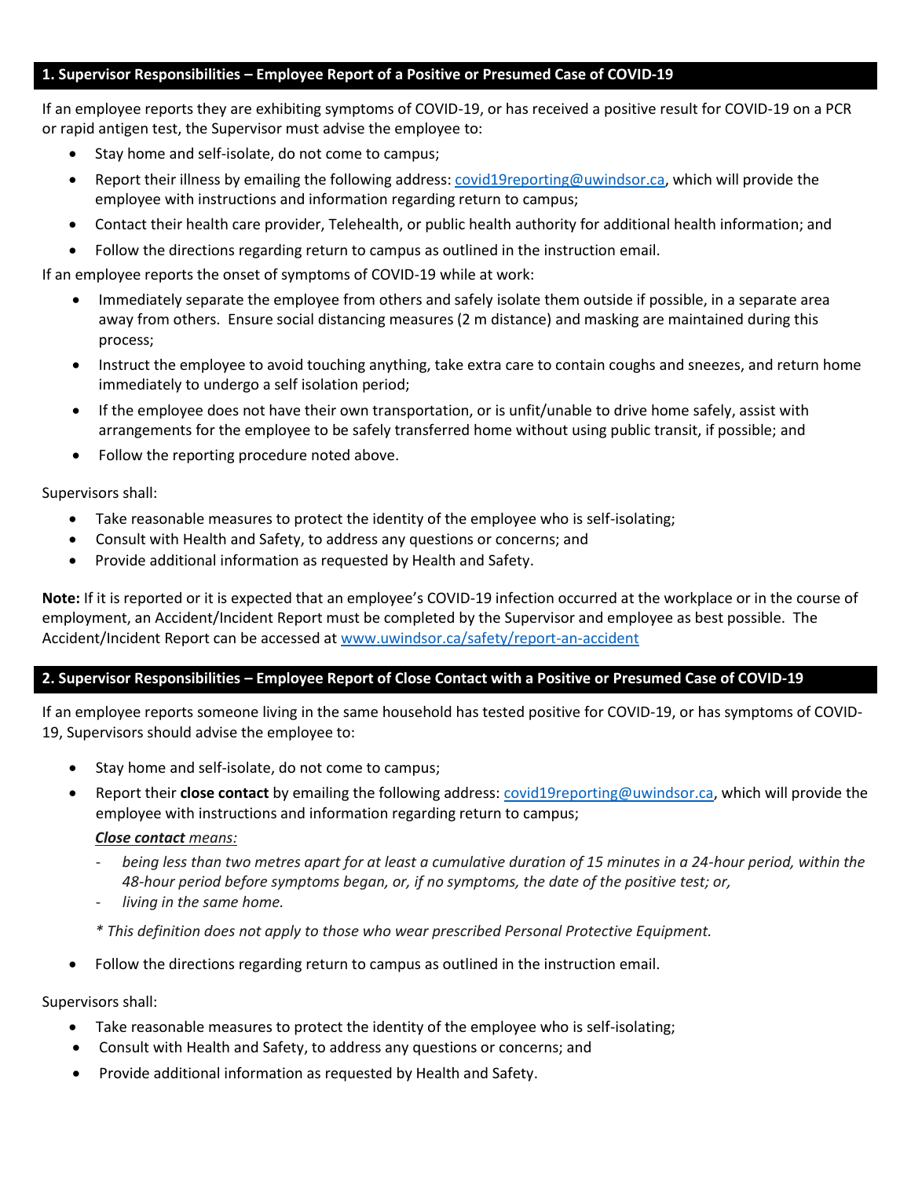## 1. Supervisor Responsibilities – Employee Report of a Positive or Presumed Case of COVID-19

If an employee reports they are exhibiting symptoms of COVID-19, or has received a positive result for COVID-19 on a PCR or rapid antigen test, the Supervisor must advise the employee to:

- Stay home and self-isolate, do not come to campus;
- Report their illness by emailing the following address: covid19reporting@uwindsor.ca, which will provide the employee with instructions and information regarding return to campus;
- Contact their health care provider, Telehealth, or public health authority for additional health information; and
- Follow the directions regarding return to campus as outlined in the instruction email.

If an employee reports the onset of symptoms of COVID-19 while at work:

- Immediately separate the employee from others and safely isolate them outside if possible, in a separate area away from others. Ensure social distancing measures (2 m distance) and masking are maintained during this process;
- Instruct the employee to avoid touching anything, take extra care to contain coughs and sneezes, and return home immediately to undergo a self isolation period;
- If the employee does not have their own transportation, or is unfit/unable to drive home safely, assist with arrangements for the employee to be safely transferred home without using public transit, if possible; and
- Follow the reporting procedure noted above.

Supervisors shall:

- Take reasonable measures to protect the identity of the employee who is self-isolating;
- Consult with Health and Safety, to address any questions or concerns; and
- Provide additional information as requested by Health and Safety.

**Note:** If it is reported or it is expected that an employee's COVID-19 infection occurred at the workplace or in the course of employment, an Accident/Incident Report must be completed by the Supervisor and employee as best possible. The Accident/Incident Report can be accessed at www.uwindsor.ca/safety/report-an-accident

## 2. Supervisor Responsibilities – Employee Report of Close Contact with a Positive or Presumed Case of COVID-19

If an employee reports someone living in the same household has tested positive for COVID-19, or has symptoms of COVID-19, Supervisors should advise the employee to:

- Stay home and self-isolate, do not come to campus;
- Report their **close contact** by emailing the following address: covid19reporting@uwindsor.ca, which will provide the employee with instructions and information regarding return to campus;

  ***Close contact** means:*

  - *being less than two metres apart for at least a cumulative duration of 15 minutes in a 24-hour period, within the 48-hour period before symptoms began, or, if no symptoms, the date of the positive test; or,*
  - *living in the same home.*

  *\* This definition does not apply to those who wear prescribed Personal Protective Equipment.*

- Follow the directions regarding return to campus as outlined in the instruction email.

Supervisors shall:

- Take reasonable measures to protect the identity of the employee who is self-isolating;
- Consult with Health and Safety, to address any questions or concerns; and
- Provide additional information as requested by Health and Safety.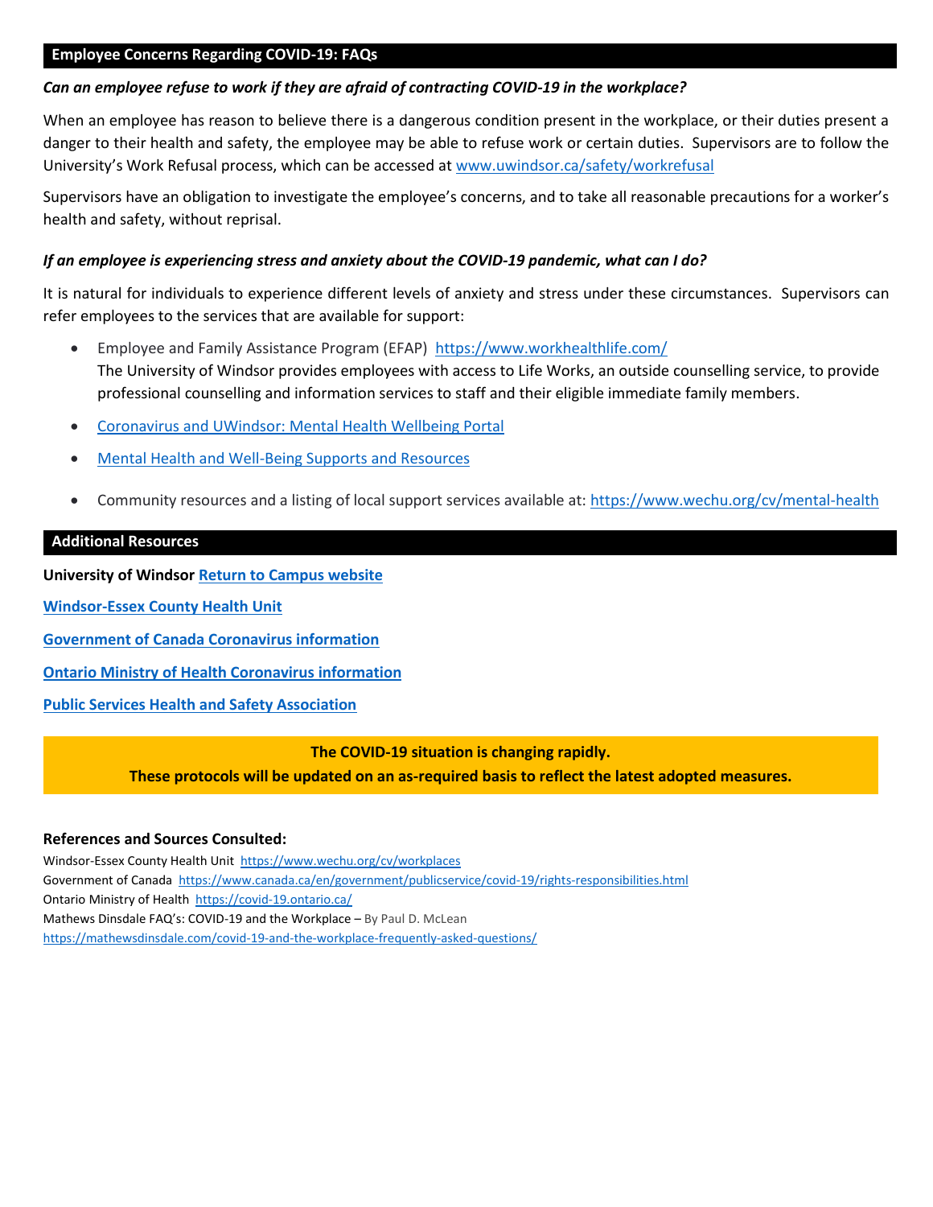## Employee Concerns Regarding COVID-19: FAQs

***Can an employee refuse to work if they are afraid of contracting COVID-19 in the workplace?***

When an employee has reason to believe there is a dangerous condition present in the workplace, or their duties present a danger to their health and safety, the employee may be able to refuse work or certain duties. Supervisors are to follow the University's Work Refusal process, which can be accessed at [www.uwindsor.ca/safety/workrefusal](www.uwindsor.ca/safety/workrefusal)

Supervisors have an obligation to investigate the employee's concerns, and to take all reasonable precautions for a worker's health and safety, without reprisal.

***If an employee is experiencing stress and anxiety about the COVID-19 pandemic, what can I do?***

It is natural for individuals to experience different levels of anxiety and stress under these circumstances. Supervisors can refer employees to the services that are available for support:

- Employee and Family Assistance Program (EFAP) [https://www.workhealthlife.com/](https://www.workhealthlife.com/)
  The University of Windsor provides employees with access to Life Works, an outside counselling service, to provide professional counselling and information services to staff and their eligible immediate family members.
- Coronavirus and UWindsor: Mental Health Wellbeing Portal
- Mental Health and Well-Being Supports and Resources
- Community resources and a listing of local support services available at: [https://www.wechu.org/cv/mental-health](https://www.wechu.org/cv/mental-health)

## Additional Resources

**University of Windsor Return to Campus website**

**Windsor-Essex County Health Unit**

**Government of Canada Coronavirus information**

**Ontario Ministry of Health Coronavirus information**

**Public Services Health and Safety Association**

**The COVID-19 situation is changing rapidly.**
**These protocols will be updated on an as-required basis to reflect the latest adopted measures.**

### References and Sources Consulted:

Windsor-Essex County Health Unit [https://www.wechu.org/cv/workplaces](https://www.wechu.org/cv/workplaces)
Government of Canada [https://www.canada.ca/en/government/publicservice/covid-19/rights-responsibilities.html](https://www.canada.ca/en/government/publicservice/covid-19/rights-responsibilities.html)
Ontario Ministry of Health [https://covid-19.ontario.ca/](https://covid-19.ontario.ca/)
Mathews Dinsdale FAQ's: COVID-19 and the Workplace – By Paul D. McLean
[https://mathewsdinsdale.com/covid-19-and-the-workplace-frequently-asked-questions/](https://mathewsdinsdale.com/covid-19-and-the-workplace-frequently-asked-questions/)